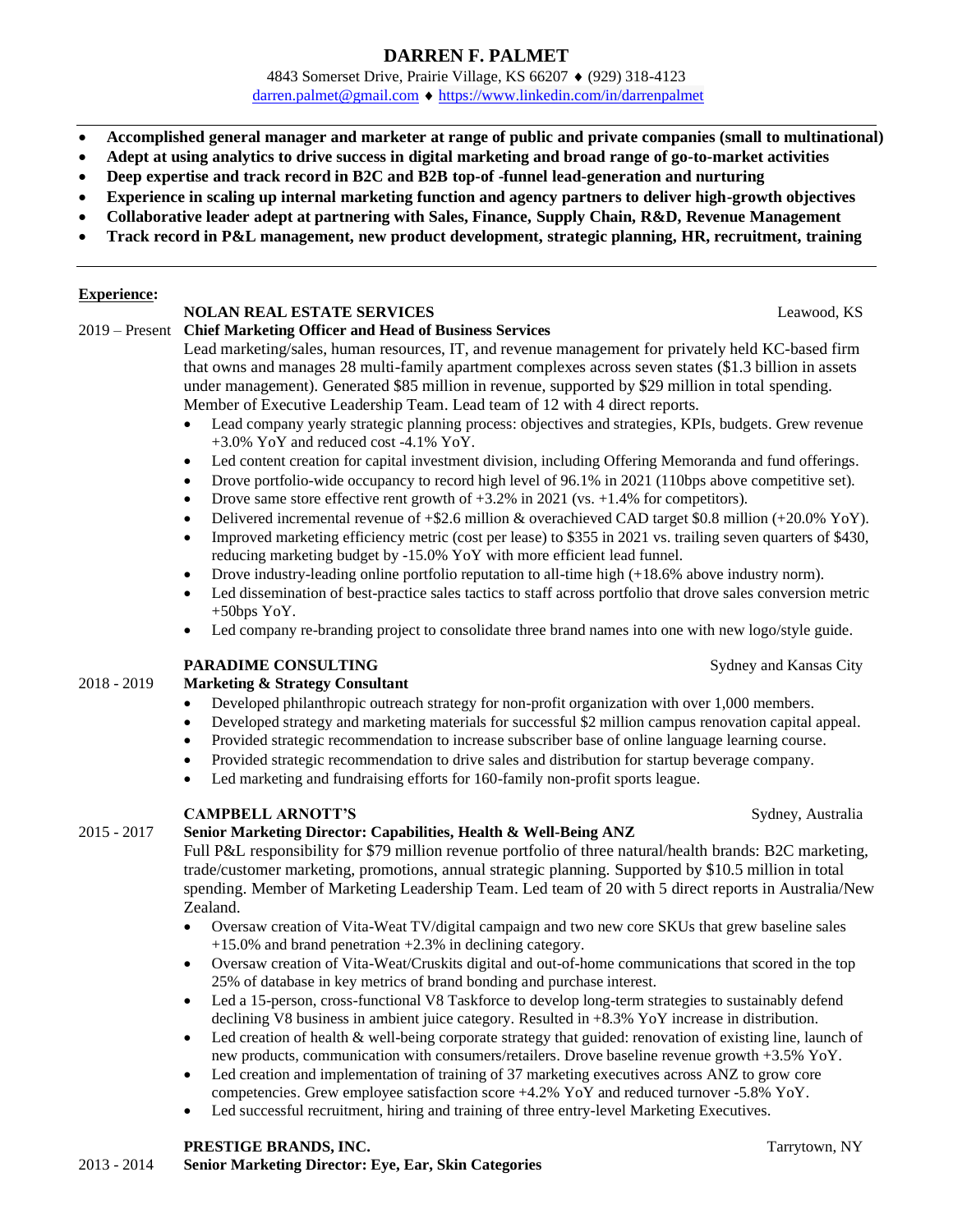# DARREN F. PALMET

4843 Somerset Drive, Prairie Village, KS 66207 ♦ (929) 318-4123
darren.palmet@gmail.com ♦ https://www.linkedin.com/in/darrenpalmet

---

- **Accomplished general manager and marketer at range of public and private companies (small to multinational)**
- **Adept at using analytics to drive success in digital marketing and broad range of go-to-market activities**
- **Deep expertise and track record in B2C and B2B top-of -funnel lead-generation and nurturing**
- **Experience in scaling up internal marketing function and agency partners to deliver high-growth objectives**
- **Collaborative leader adept at partnering with Sales, Finance, Supply Chain, R&D, Revenue Management**
- **Track record in P&L management, new product development, strategic planning, HR, recruitment, training**

---

## Experience:

**NOLAN REAL ESTATE SERVICES** — Leawood, KS

2019 – Present **Chief Marketing Officer and Head of Business Services**

Lead marketing/sales, human resources, IT, and revenue management for privately held KC-based firm that owns and manages 28 multi-family apartment complexes across seven states ($1.3 billion in assets under management). Generated $85 million in revenue, supported by $29 million in total spending. Member of Executive Leadership Team. Lead team of 12 with 4 direct reports.

- Lead company yearly strategic planning process: objectives and strategies, KPIs, budgets. Grew revenue +3.0% YoY and reduced cost -4.1% YoY.
- Led content creation for capital investment division, including Offering Memoranda and fund offerings.
- Drove portfolio-wide occupancy to record high level of 96.1% in 2021 (110bps above competitive set).
- Drove same store effective rent growth of +3.2% in 2021 (vs. +1.4% for competitors).
- Delivered incremental revenue of +$2.6 million & overachieved CAD target $0.8 million (+20.0% YoY).
- Improved marketing efficiency metric (cost per lease) to $355 in 2021 vs. trailing seven quarters of $430, reducing marketing budget by -15.0% YoY with more efficient lead funnel.
- Drove industry-leading online portfolio reputation to all-time high (+18.6% above industry norm).
- Led dissemination of best-practice sales tactics to staff across portfolio that drove sales conversion metric +50bps YoY.
- Led company re-branding project to consolidate three brand names into one with new logo/style guide.

**PARADIME CONSULTING** — Sydney and Kansas City

2018 - 2019 **Marketing & Strategy Consultant**

- Developed philanthropic outreach strategy for non-profit organization with over 1,000 members.
- Developed strategy and marketing materials for successful $2 million campus renovation capital appeal.
- Provided strategic recommendation to increase subscriber base of online language learning course.
- Provided strategic recommendation to drive sales and distribution for startup beverage company.
- Led marketing and fundraising efforts for 160-family non-profit sports league.

**CAMPBELL ARNOTT'S** — Sydney, Australia

2015 - 2017 **Senior Marketing Director: Capabilities, Health & Well-Being ANZ**

Full P&L responsibility for $79 million revenue portfolio of three natural/health brands: B2C marketing, trade/customer marketing, promotions, annual strategic planning. Supported by $10.5 million in total spending. Member of Marketing Leadership Team. Led team of 20 with 5 direct reports in Australia/New Zealand.

- Oversaw creation of Vita-Weat TV/digital campaign and two new core SKUs that grew baseline sales +15.0% and brand penetration +2.3% in declining category.
- Oversaw creation of Vita-Weat/Cruskits digital and out-of-home communications that scored in the top 25% of database in key metrics of brand bonding and purchase interest.
- Led a 15-person, cross-functional V8 Taskforce to develop long-term strategies to sustainably defend declining V8 business in ambient juice category. Resulted in +8.3% YoY increase in distribution.
- Led creation of health & well-being corporate strategy that guided: renovation of existing line, launch of new products, communication with consumers/retailers. Drove baseline revenue growth +3.5% YoY.
- Led creation and implementation of training of 37 marketing executives across ANZ to grow core competencies. Grew employee satisfaction score +4.2% YoY and reduced turnover -5.8% YoY.
- Led successful recruitment, hiring and training of three entry-level Marketing Executives.

**PRESTIGE BRANDS, INC.** — Tarrytown, NY

2013 - 2014 **Senior Marketing Director: Eye, Ear, Skin Categories**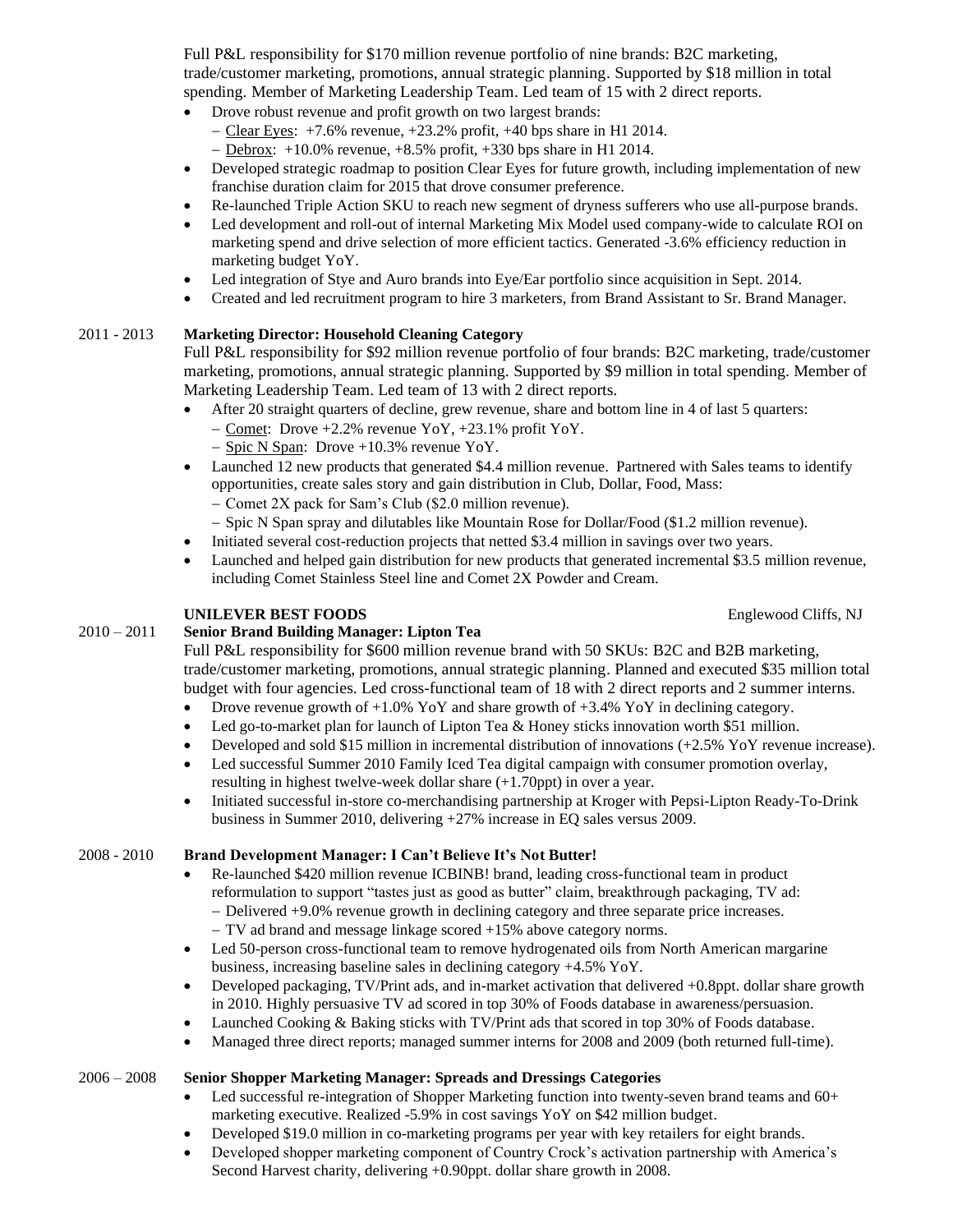Full P&L responsibility for $170 million revenue portfolio of nine brands: B2C marketing, trade/customer marketing, promotions, annual strategic planning. Supported by $18 million in total spending. Member of Marketing Leadership Team. Led team of 15 with 2 direct reports.

- Drove robust revenue and profit growth on two largest brands:
  - Clear Eyes: +7.6% revenue, +23.2% profit, +40 bps share in H1 2014.
  - Debrox: +10.0% revenue, +8.5% profit, +330 bps share in H1 2014.
- Developed strategic roadmap to position Clear Eyes for future growth, including implementation of new franchise duration claim for 2015 that drove consumer preference.
- Re-launched Triple Action SKU to reach new segment of dryness sufferers who use all-purpose brands.
- Led development and roll-out of internal Marketing Mix Model used company-wide to calculate ROI on marketing spend and drive selection of more efficient tactics. Generated -3.6% efficiency reduction in marketing budget YoY.
- Led integration of Stye and Auro brands into Eye/Ear portfolio since acquisition in Sept. 2014.
- Created and led recruitment program to hire 3 marketers, from Brand Assistant to Sr. Brand Manager.

2011 - 2013 **Marketing Director: Household Cleaning Category**

Full P&L responsibility for $92 million revenue portfolio of four brands: B2C marketing, trade/customer marketing, promotions, annual strategic planning. Supported by $9 million in total spending. Member of Marketing Leadership Team. Led team of 13 with 2 direct reports.

- After 20 straight quarters of decline, grew revenue, share and bottom line in 4 of last 5 quarters:
  - Comet: Drove +2.2% revenue YoY, +23.1% profit YoY.
  - Spic N Span: Drove +10.3% revenue YoY.
- Launched 12 new products that generated $4.4 million revenue. Partnered with Sales teams to identify opportunities, create sales story and gain distribution in Club, Dollar, Food, Mass:
  - Comet 2X pack for Sam's Club ($2.0 million revenue).
  - Spic N Span spray and dilutables like Mountain Rose for Dollar/Food ($1.2 million revenue).
- Initiated several cost-reduction projects that netted $3.4 million in savings over two years.
- Launched and helped gain distribution for new products that generated incremental $3.5 million revenue, including Comet Stainless Steel line and Comet 2X Powder and Cream.

**UNILEVER BEST FOODS** Englewood Cliffs, NJ

2010 – 2011 **Senior Brand Building Manager: Lipton Tea**

Full P&L responsibility for $600 million revenue brand with 50 SKUs: B2C and B2B marketing, trade/customer marketing, promotions, annual strategic planning. Planned and executed $35 million total budget with four agencies. Led cross-functional team of 18 with 2 direct reports and 2 summer interns.

- Drove revenue growth of +1.0% YoY and share growth of +3.4% YoY in declining category.
- Led go-to-market plan for launch of Lipton Tea & Honey sticks innovation worth $51 million.
- Developed and sold $15 million in incremental distribution of innovations (+2.5% YoY revenue increase).
- Led successful Summer 2010 Family Iced Tea digital campaign with consumer promotion overlay, resulting in highest twelve-week dollar share (+1.70ppt) in over a year.
- Initiated successful in-store co-merchandising partnership at Kroger with Pepsi-Lipton Ready-To-Drink business in Summer 2010, delivering +27% increase in EQ sales versus 2009.

2008 - 2010 **Brand Development Manager: I Can't Believe It's Not Butter!**

- Re-launched $420 million revenue ICBINB! brand, leading cross-functional team in product reformulation to support "tastes just as good as butter" claim, breakthrough packaging, TV ad:
  - Delivered +9.0% revenue growth in declining category and three separate price increases.
  - TV ad brand and message linkage scored +15% above category norms.
- Led 50-person cross-functional team to remove hydrogenated oils from North American margarine business, increasing baseline sales in declining category +4.5% YoY.
- Developed packaging, TV/Print ads, and in-market activation that delivered +0.8ppt. dollar share growth in 2010. Highly persuasive TV ad scored in top 30% of Foods database in awareness/persuasion.
- Launched Cooking & Baking sticks with TV/Print ads that scored in top 30% of Foods database.
- Managed three direct reports; managed summer interns for 2008 and 2009 (both returned full-time).

2006 – 2008 **Senior Shopper Marketing Manager: Spreads and Dressings Categories**

- Led successful re-integration of Shopper Marketing function into twenty-seven brand teams and 60+ marketing executive. Realized -5.9% in cost savings YoY on $42 million budget.
- Developed $19.0 million in co-marketing programs per year with key retailers for eight brands.
- Developed shopper marketing component of Country Crock's activation partnership with America's Second Harvest charity, delivering +0.90ppt. dollar share growth in 2008.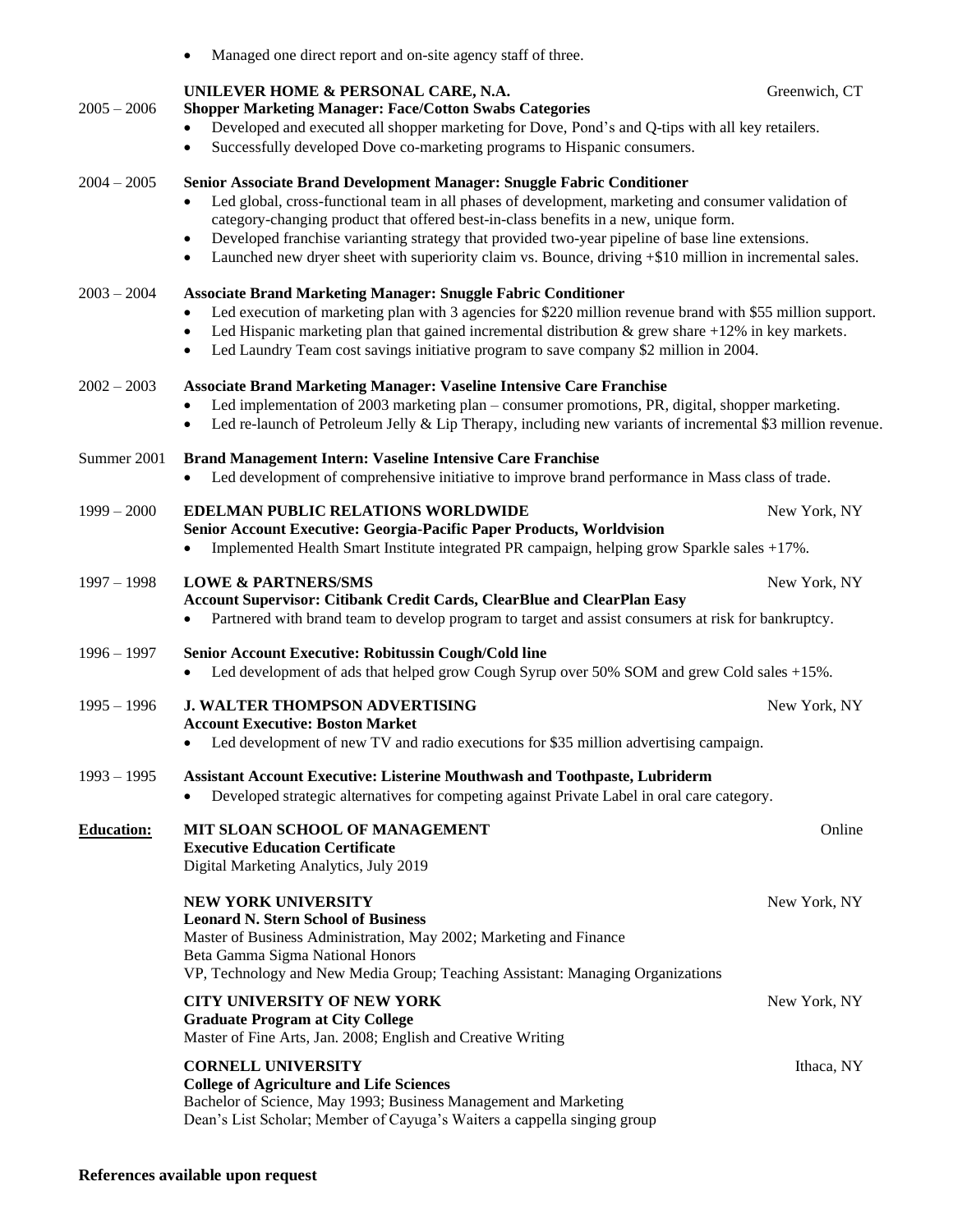- Managed one direct report and on-site agency staff of three.

**UNILEVER HOME & PERSONAL CARE, N.A.** — Greenwich, CT

2005 – 2006 **Shopper Marketing Manager: Face/Cotton Swabs Categories**

- Developed and executed all shopper marketing for Dove, Pond's and Q-tips with all key retailers.
- Successfully developed Dove co-marketing programs to Hispanic consumers.

2004 – 2005 **Senior Associate Brand Development Manager: Snuggle Fabric Conditioner**

- Led global, cross-functional team in all phases of development, marketing and consumer validation of category-changing product that offered best-in-class benefits in a new, unique form.
- Developed franchise varianting strategy that provided two-year pipeline of base line extensions.
- Launched new dryer sheet with superiority claim vs. Bounce, driving +$10 million in incremental sales.

2003 – 2004 **Associate Brand Marketing Manager: Snuggle Fabric Conditioner**

- Led execution of marketing plan with 3 agencies for $220 million revenue brand with $55 million support.
- Led Hispanic marketing plan that gained incremental distribution & grew share +12% in key markets.
- Led Laundry Team cost savings initiative program to save company $2 million in 2004.

2002 – 2003 **Associate Brand Marketing Manager: Vaseline Intensive Care Franchise**

- Led implementation of 2003 marketing plan – consumer promotions, PR, digital, shopper marketing.
- Led re-launch of Petroleum Jelly & Lip Therapy, including new variants of incremental $3 million revenue.

Summer 2001 **Brand Management Intern: Vaseline Intensive Care Franchise**

- Led development of comprehensive initiative to improve brand performance in Mass class of trade.

1999 – 2000 **EDELMAN PUBLIC RELATIONS WORLDWIDE** — New York, NY
**Senior Account Executive: Georgia-Pacific Paper Products, Worldvision**

- Implemented Health Smart Institute integrated PR campaign, helping grow Sparkle sales +17%.

1997 – 1998 **LOWE & PARTNERS/SMS** — New York, NY
**Account Supervisor: Citibank Credit Cards, ClearBlue and ClearPlan Easy**

- Partnered with brand team to develop program to target and assist consumers at risk for bankruptcy.

1996 – 1997 **Senior Account Executive: Robitussin Cough/Cold line**

- Led development of ads that helped grow Cough Syrup over 50% SOM and grew Cold sales +15%.

1995 – 1996 **J. WALTER THOMPSON ADVERTISING** — New York, NY
**Account Executive: Boston Market**

- Led development of new TV and radio executions for $35 million advertising campaign.

1993 – 1995 **Assistant Account Executive: Listerine Mouthwash and Toothpaste, Lubriderm**

- Developed strategic alternatives for competing against Private Label in oral care category.

## Education:

**MIT SLOAN SCHOOL OF MANAGEMENT** — Online
**Executive Education Certificate**
Digital Marketing Analytics, July 2019

**NEW YORK UNIVERSITY** — New York, NY
**Leonard N. Stern School of Business**
Master of Business Administration, May 2002; Marketing and Finance
Beta Gamma Sigma National Honors
VP, Technology and New Media Group; Teaching Assistant: Managing Organizations

**CITY UNIVERSITY OF NEW YORK** — New York, NY
**Graduate Program at City College**
Master of Fine Arts, Jan. 2008; English and Creative Writing

**CORNELL UNIVERSITY** — Ithaca, NY
**College of Agriculture and Life Sciences**
Bachelor of Science, May 1993; Business Management and Marketing
Dean's List Scholar; Member of Cayuga's Waiters a cappella singing group

**References available upon request**